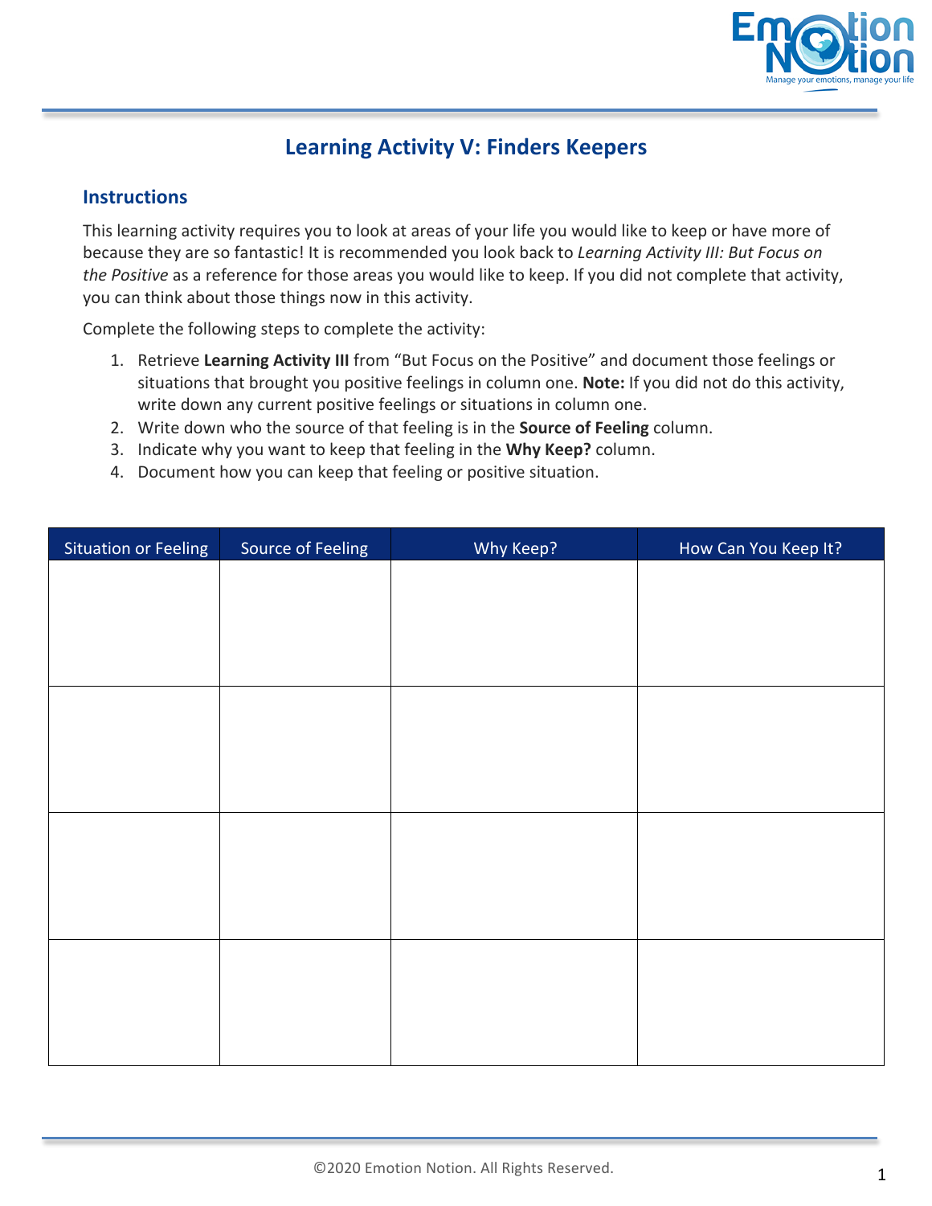# Learning Activity V: Finders Keepers

## Instructions

This learning activity requires you to look at areas of your life you would like to keep or have more of because they are so fantastic! It is recommended you look back to *Learning Activity III: But Focus on the Positive* as a reference for those areas you would like to keep. If you did not complete that activity, you can think about those things now in this activity.

Complete the following steps to complete the activity:

1. Retrieve **Learning Activity III** from "But Focus on the Positive" and document those feelings or situations that brought you positive feelings in column one. **Note:** If you did not do this activity, write down any current positive feelings or situations in column one.
2. Write down who the source of that feeling is in the **Source of Feeling** column.
3. Indicate why you want to keep that feeling in the **Why Keep?** column.
4. Document how you can keep that feeling or positive situation.

| Situation or Feeling | Source of Feeling | Why Keep? | How Can You Keep It? |
|---|---|---|---|
| | | | |
| | | | |
| | | | |
| | | | |

©2020 Emotion Notion. All Rights Reserved.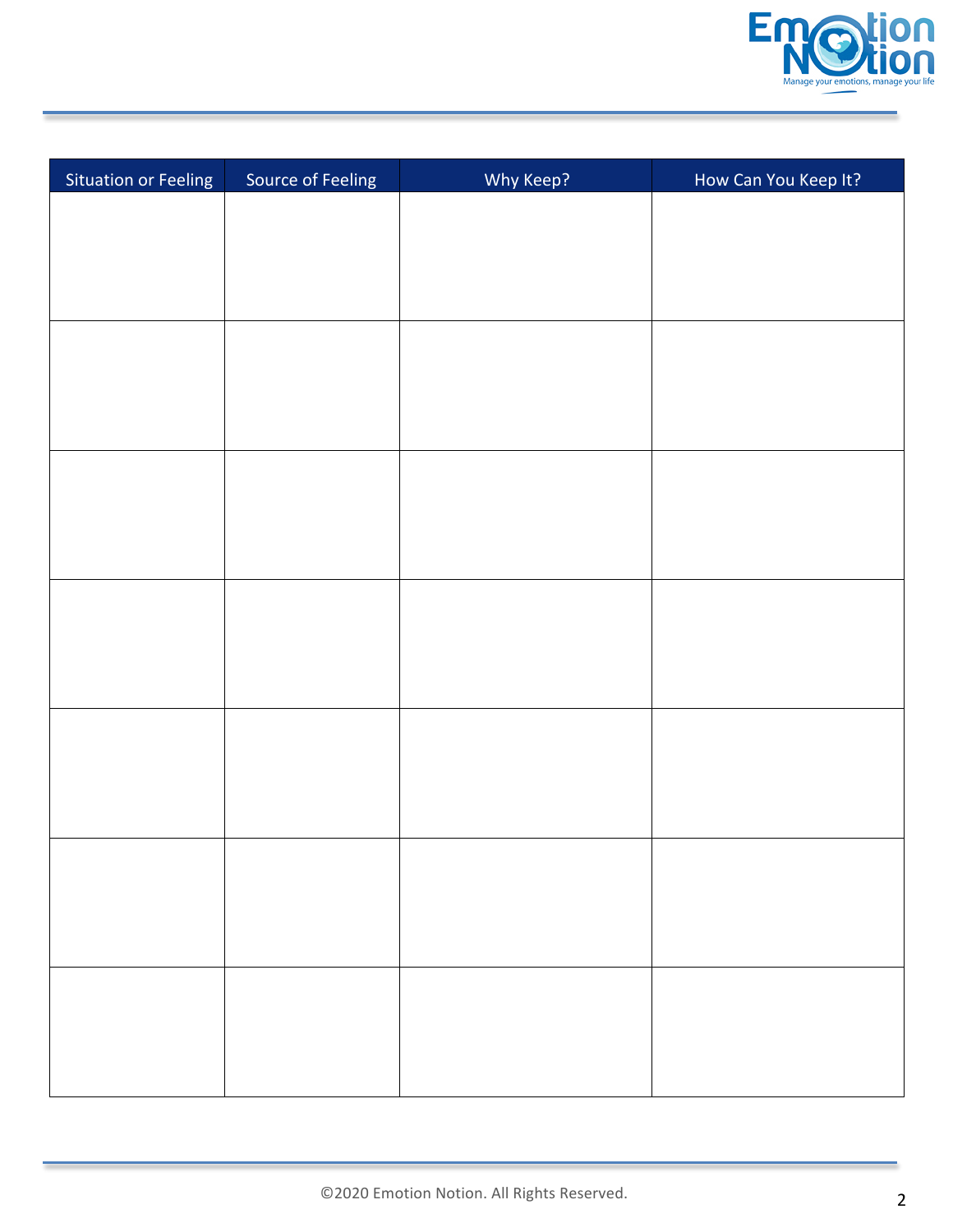| Situation or Feeling | Source of Feeling | Why Keep? | How Can You Keep It? |
|---|---|---|---|
| | | | |
| | | | |
| | | | |
| | | | |
| | | | |
| | | | |
| | | | |